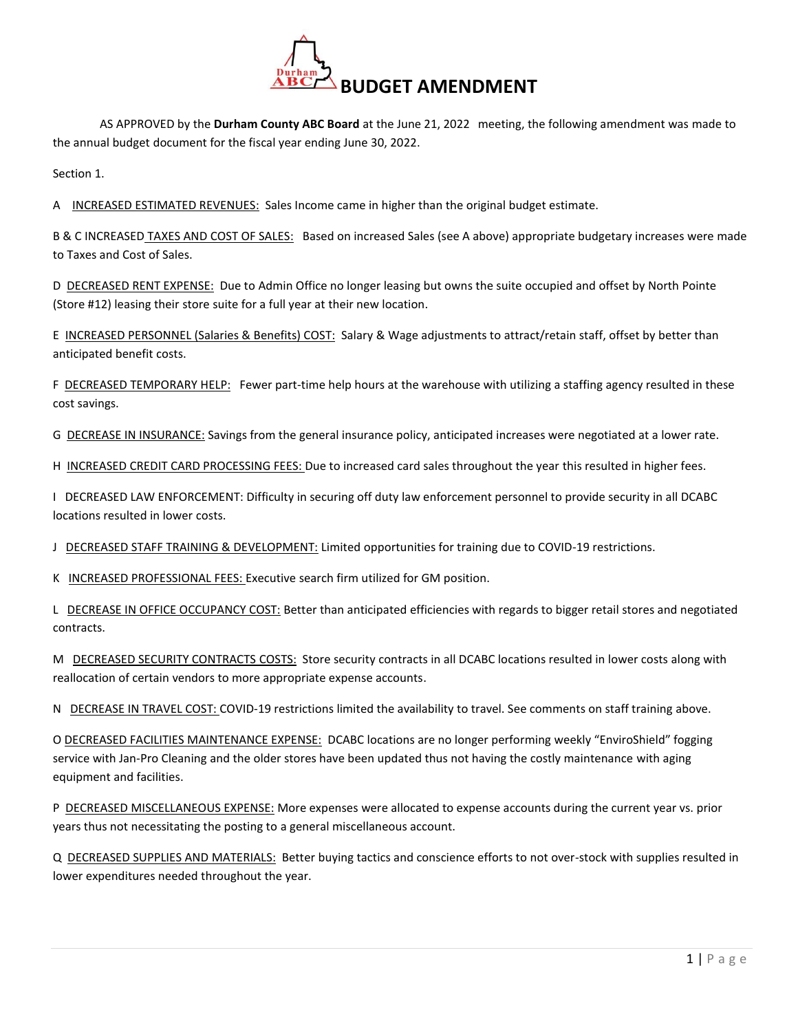# BUDGET AMENDMENT

AS APPROVED by the **Durham County ABC Board** at the June 21, 2022 meeting, the following amendment was made to the annual budget document for the fiscal year ending June 30, 2022.

Section 1.

A <u>INCREASED ESTIMATED REVENUES:</u> Sales Income came in higher than the original budget estimate.

B & C INCREASED <u>TAXES AND COST OF SALES:</u> Based on increased Sales (see A above) appropriate budgetary increases were made to Taxes and Cost of Sales.

D <u>DECREASED RENT EXPENSE:</u> Due to Admin Office no longer leasing but owns the suite occupied and offset by North Pointe (Store #12) leasing their store suite for a full year at their new location.

E <u>INCREASED PERSONNEL (Salaries & Benefits) COST:</u> Salary & Wage adjustments to attract/retain staff, offset by better than anticipated benefit costs.

F <u>DECREASED TEMPORARY HELP:</u> Fewer part-time help hours at the warehouse with utilizing a staffing agency resulted in these cost savings.

G <u>DECREASE IN INSURANCE:</u> Savings from the general insurance policy, anticipated increases were negotiated at a lower rate.

H <u>INCREASED CREDIT CARD PROCESSING FEES:</u> Due to increased card sales throughout the year this resulted in higher fees.

I DECREASED LAW ENFORCEMENT: Difficulty in securing off duty law enforcement personnel to provide security in all DCABC locations resulted in lower costs.

J <u>DECREASED STAFF TRAINING & DEVELOPMENT:</u> Limited opportunities for training due to COVID-19 restrictions.

K <u>INCREASED PROFESSIONAL FEES:</u> Executive search firm utilized for GM position.

L <u>DECREASE IN OFFICE OCCUPANCY COST:</u> Better than anticipated efficiencies with regards to bigger retail stores and negotiated contracts.

M <u>DECREASED SECURITY CONTRACTS COSTS:</u> Store security contracts in all DCABC locations resulted in lower costs along with reallocation of certain vendors to more appropriate expense accounts.

N <u>DECREASE IN TRAVEL COST:</u> COVID-19 restrictions limited the availability to travel. See comments on staff training above.

O <u>DECREASED FACILITIES MAINTENANCE EXPENSE:</u> DCABC locations are no longer performing weekly "EnviroShield" fogging service with Jan-Pro Cleaning and the older stores have been updated thus not having the costly maintenance with aging equipment and facilities.

P <u>DECREASED MISCELLANEOUS EXPENSE:</u> More expenses were allocated to expense accounts during the current year vs. prior years thus not necessitating the posting to a general miscellaneous account.

Q <u>DECREASED SUPPLIES AND MATERIALS:</u> Better buying tactics and conscience efforts to not over-stock with supplies resulted in lower expenditures needed throughout the year.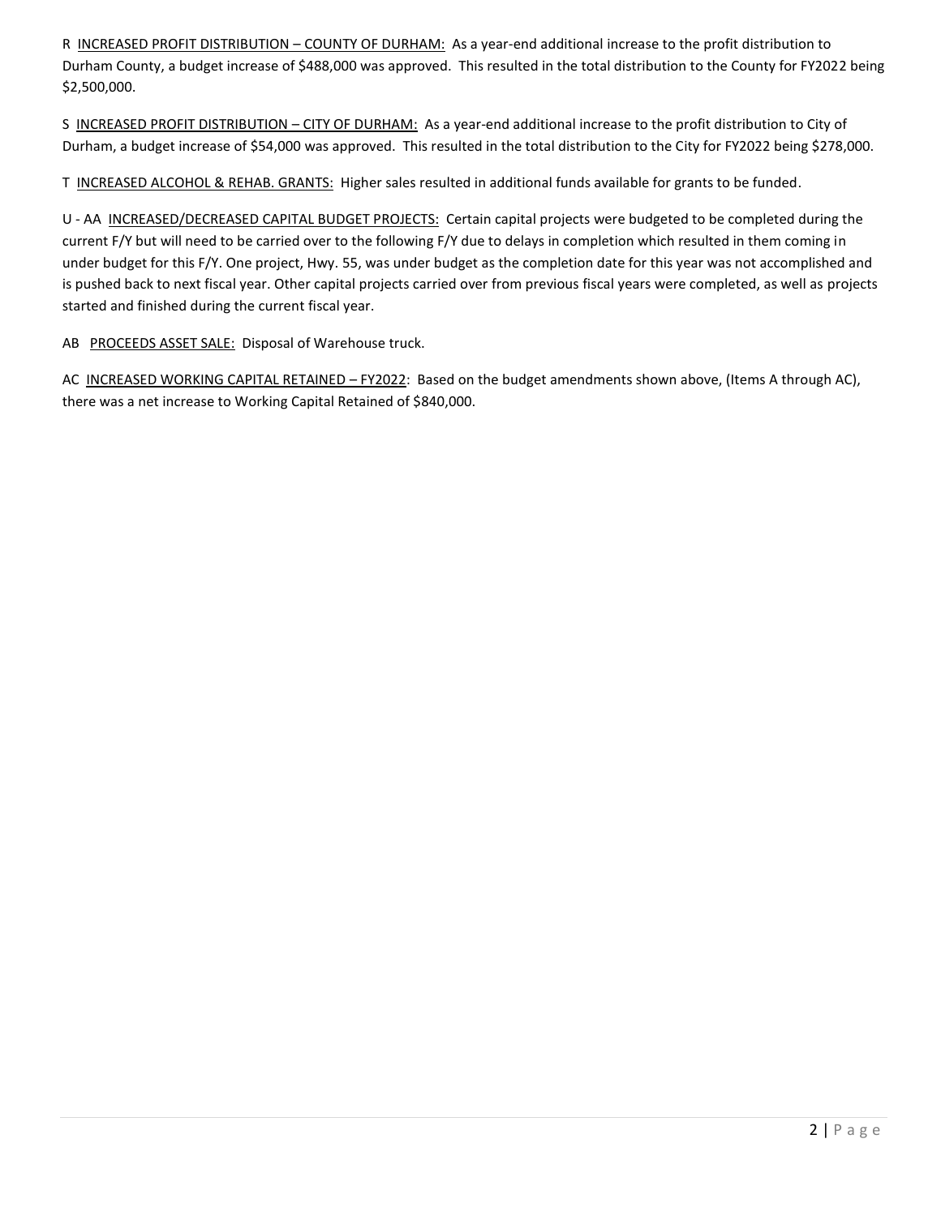R INCREASED PROFIT DISTRIBUTION – COUNTY OF DURHAM: As a year-end additional increase to the profit distribution to Durham County, a budget increase of $488,000 was approved. This resulted in the total distribution to the County for FY2022 being $2,500,000.

S INCREASED PROFIT DISTRIBUTION – CITY OF DURHAM: As a year-end additional increase to the profit distribution to City of Durham, a budget increase of $54,000 was approved. This resulted in the total distribution to the City for FY2022 being $278,000.

T INCREASED ALCOHOL & REHAB. GRANTS: Higher sales resulted in additional funds available for grants to be funded.

U - AA INCREASED/DECREASED CAPITAL BUDGET PROJECTS: Certain capital projects were budgeted to be completed during the current F/Y but will need to be carried over to the following F/Y due to delays in completion which resulted in them coming in under budget for this F/Y. One project, Hwy. 55, was under budget as the completion date for this year was not accomplished and is pushed back to next fiscal year. Other capital projects carried over from previous fiscal years were completed, as well as projects started and finished during the current fiscal year.

AB PROCEEDS ASSET SALE: Disposal of Warehouse truck.

AC INCREASED WORKING CAPITAL RETAINED – FY2022: Based on the budget amendments shown above, (Items A through AC), there was a net increase to Working Capital Retained of $840,000.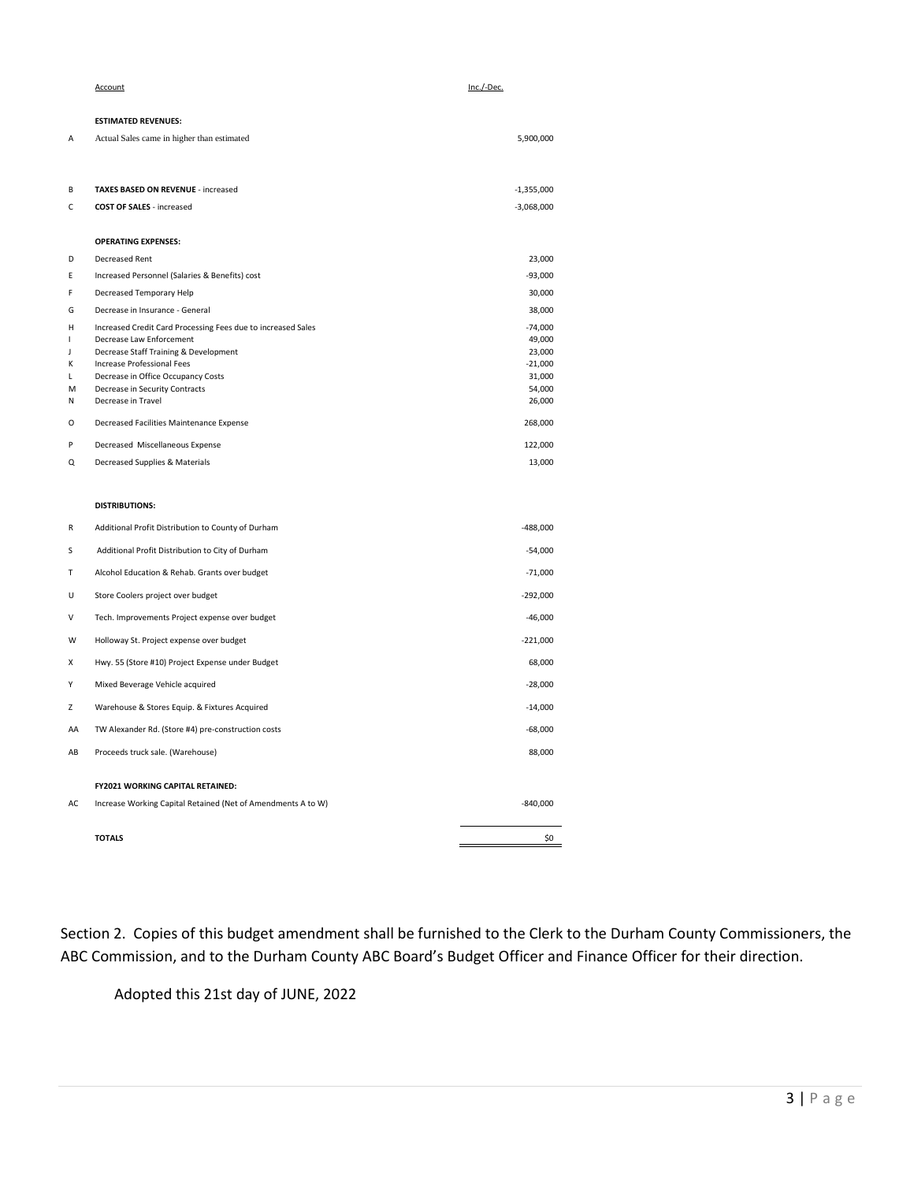| | Account | Inc./-Dec. |
|---|---|---|
| | **ESTIMATED REVENUES:** | |
| A | Actual Sales came in higher than estimated | 5,900,000 |
| B | **TAXES BASED ON REVENUE** - increased | -1,355,000 |
| C | **COST OF SALES** - increased | -3,068,000 |
| | **OPERATING EXPENSES:** | |
| D | Decreased Rent | 23,000 |
| E | Increased Personnel (Salaries & Benefits) cost | -93,000 |
| F | Decreased Temporary Help | 30,000 |
| G | Decrease in Insurance - General | 38,000 |
| H | Increased Credit Card Processing Fees due to increased Sales | -74,000 |
| I | Decrease Law Enforcement | 49,000 |
| J | Decrease Staff Training & Development | 23,000 |
| K | Increase Professional Fees | -21,000 |
| L | Decrease in Office Occupancy Costs | 31,000 |
| M | Decrease in Security Contracts | 54,000 |
| N | Decrease in Travel | 26,000 |
| O | Decreased Facilities Maintenance Expense | 268,000 |
| P | Decreased Miscellaneous Expense | 122,000 |
| Q | Decreased Supplies & Materials | 13,000 |
| | **DISTRIBUTIONS:** | |
| R | Additional Profit Distribution to County of Durham | -488,000 |
| S | Additional Profit Distribution to City of Durham | -54,000 |
| T | Alcohol Education & Rehab. Grants over budget | -71,000 |
| U | Store Coolers project over budget | -292,000 |
| V | Tech. Improvements Project expense over budget | -46,000 |
| W | Holloway St. Project expense over budget | -221,000 |
| X | Hwy. 55 (Store #10) Project Expense under Budget | 68,000 |
| Y | Mixed Beverage Vehicle acquired | -28,000 |
| Z | Warehouse & Stores Equip. & Fixtures Acquired | -14,000 |
| AA | TW Alexander Rd. (Store #4) pre-construction costs | -68,000 |
| AB | Proceeds truck sale. (Warehouse) | 88,000 |
| | **FY2021 WORKING CAPITAL RETAINED:** | |
| AC | Increase Working Capital Retained (Net of Amendments A to W) | -840,000 |
| | **TOTALS** | $0 |

Section 2. Copies of this budget amendment shall be furnished to the Clerk to the Durham County Commissioners, the ABC Commission, and to the Durham County ABC Board's Budget Officer and Finance Officer for their direction.

Adopted this 21st day of JUNE, 2022